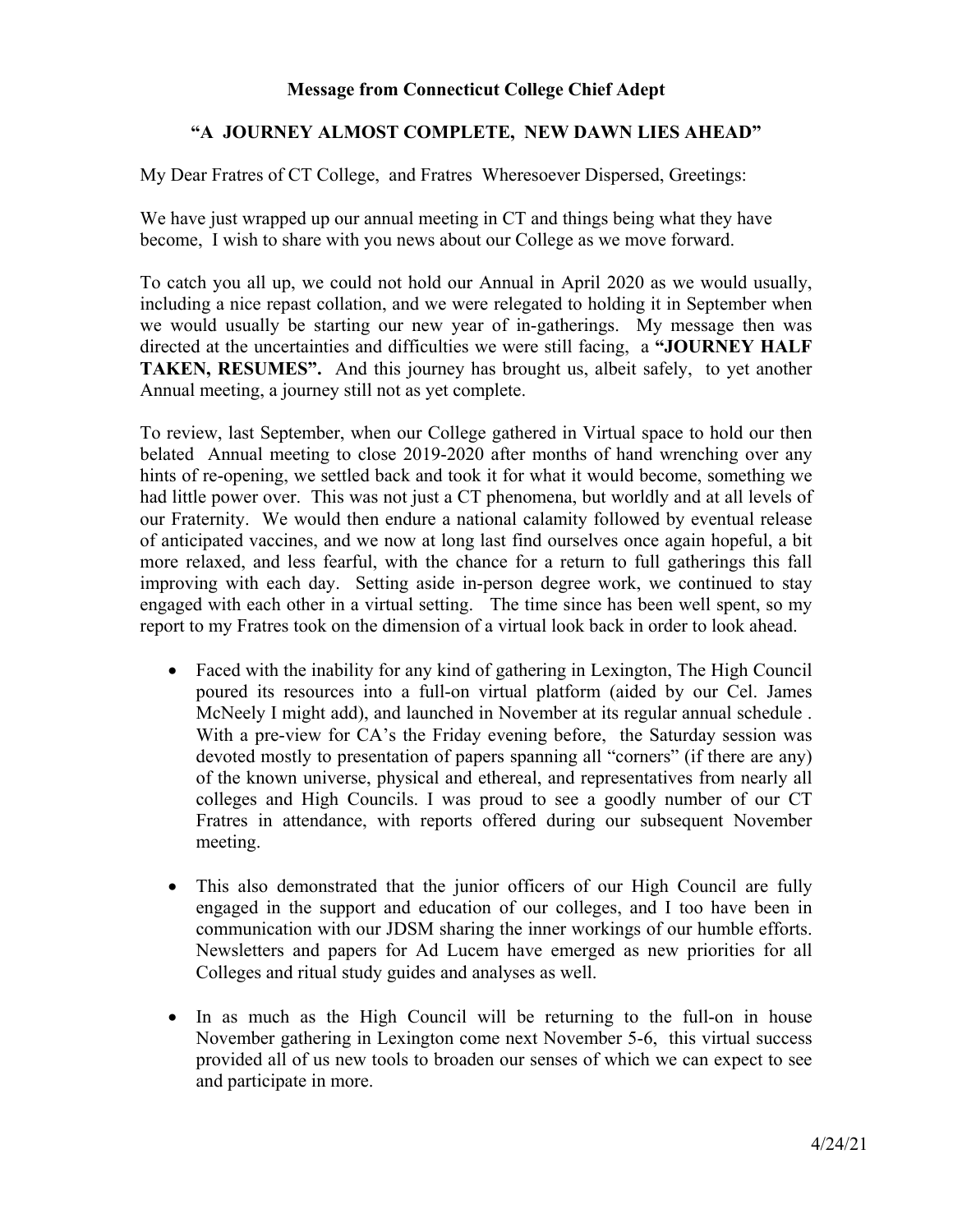**Message from Connecticut College Chief Adept**

**"A JOURNEY ALMOST COMPLETE, NEW DAWN LIES AHEAD"**

My Dear Fratres of CT College, and Fratres Wheresoever Dispersed, Greetings:

We have just wrapped up our annual meeting in CT and things being what they have become, I wish to share with you news about our College as we move forward.

To catch you all up, we could not hold our Annual in April 2020 as we would usually, including a nice repast collation, and we were relegated to holding it in September when we would usually be starting our new year of in-gatherings. My message then was directed at the uncertainties and difficulties we were still facing, a **"JOURNEY HALF TAKEN, RESUMES".** And this journey has brought us, albeit safely, to yet another Annual meeting, a journey still not as yet complete.

To review, last September, when our College gathered in Virtual space to hold our then belated Annual meeting to close 2019-2020 after months of hand wrenching over any hints of re-opening, we settled back and took it for what it would become, something we had little power over. This was not just a CT phenomena, but worldly and at all levels of our Fraternity. We would then endure a national calamity followed by eventual release of anticipated vaccines, and we now at long last find ourselves once again hopeful, a bit more relaxed, and less fearful, with the chance for a return to full gatherings this fall improving with each day. Setting aside in-person degree work, we continued to stay engaged with each other in a virtual setting. The time since has been well spent, so my report to my Fratres took on the dimension of a virtual look back in order to look ahead.

- Faced with the inability for any kind of gathering in Lexington, The High Council poured its resources into a full-on virtual platform (aided by our Cel. James McNeely I might add), and launched in November at its regular annual schedule . With a pre-view for CA's the Friday evening before, the Saturday session was devoted mostly to presentation of papers spanning all "corners" (if there are any) of the known universe, physical and ethereal, and representatives from nearly all colleges and High Councils. I was proud to see a goodly number of our CT Fratres in attendance, with reports offered during our subsequent November meeting.

- This also demonstrated that the junior officers of our High Council are fully engaged in the support and education of our colleges, and I too have been in communication with our JDSM sharing the inner workings of our humble efforts. Newsletters and papers for Ad Lucem have emerged as new priorities for all Colleges and ritual study guides and analyses as well.

- In as much as the High Council will be returning to the full-on in house November gathering in Lexington come next November 5-6, this virtual success provided all of us new tools to broaden our senses of which we can expect to see and participate in more.

4/24/21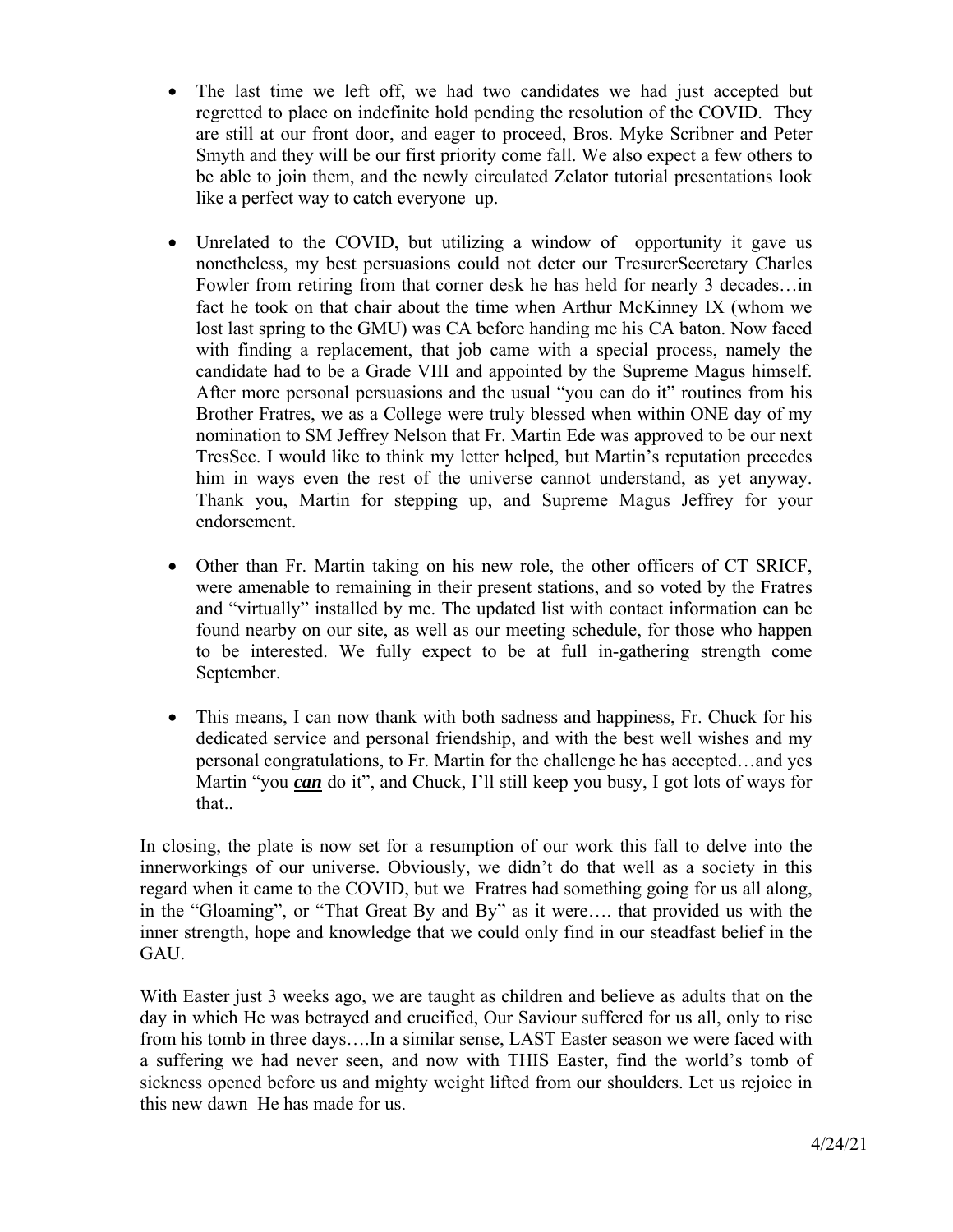- The last time we left off, we had two candidates we had just accepted but regretted to place on indefinite hold pending the resolution of the COVID. They are still at our front door, and eager to proceed, Bros. Myke Scribner and Peter Smyth and they will be our first priority come fall. We also expect a few others to be able to join them, and the newly circulated Zelator tutorial presentations look like a perfect way to catch everyone up.

- Unrelated to the COVID, but utilizing a window of opportunity it gave us nonetheless, my best persuasions could not deter our TresurerSecretary Charles Fowler from retiring from that corner desk he has held for nearly 3 decades…in fact he took on that chair about the time when Arthur McKinney IX (whom we lost last spring to the GMU) was CA before handing me his CA baton. Now faced with finding a replacement, that job came with a special process, namely the candidate had to be a Grade VIII and appointed by the Supreme Magus himself. After more personal persuasions and the usual "you can do it" routines from his Brother Fratres, we as a College were truly blessed when within ONE day of my nomination to SM Jeffrey Nelson that Fr. Martin Ede was approved to be our next TresSec. I would like to think my letter helped, but Martin's reputation precedes him in ways even the rest of the universe cannot understand, as yet anyway. Thank you, Martin for stepping up, and Supreme Magus Jeffrey for your endorsement.

- Other than Fr. Martin taking on his new role, the other officers of CT SRICF, were amenable to remaining in their present stations, and so voted by the Fratres and "virtually" installed by me. The updated list with contact information can be found nearby on our site, as well as our meeting schedule, for those who happen to be interested. We fully expect to be at full in-gathering strength come September.

- This means, I can now thank with both sadness and happiness, Fr. Chuck for his dedicated service and personal friendship, and with the best well wishes and my personal congratulations, to Fr. Martin for the challenge he has accepted…and yes Martin "you ***<u>can</u>*** do it", and Chuck, I'll still keep you busy, I got lots of ways for that..

In closing, the plate is now set for a resumption of our work this fall to delve into the innerworkings of our universe. Obviously, we didn't do that well as a society in this regard when it came to the COVID, but we Fratres had something going for us all along, in the "Gloaming", or "That Great By and By" as it were…. that provided us with the inner strength, hope and knowledge that we could only find in our steadfast belief in the GAU.

With Easter just 3 weeks ago, we are taught as children and believe as adults that on the day in which He was betrayed and crucified, Our Saviour suffered for us all, only to rise from his tomb in three days….In a similar sense, LAST Easter season we were faced with a suffering we had never seen, and now with THIS Easter, find the world's tomb of sickness opened before us and mighty weight lifted from our shoulders. Let us rejoice in this new dawn He has made for us.

4/24/21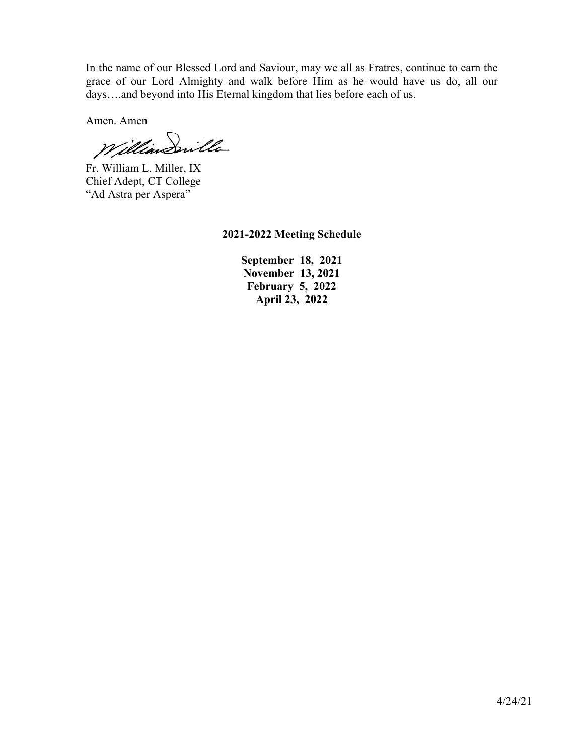In the name of our Blessed Lord and Saviour, may we all as Fratres, continue to earn the grace of our Lord Almighty and walk before Him as he would have us do, all our days….and beyond into His Eternal kingdom that lies before each of us.

Amen. Amen

Fr. William L. Miller, IX
Chief Adept, CT College
"Ad Astra per Aspera"

**2021-2022 Meeting Schedule**

**September 18, 2021**
**November 13, 2021**
**February 5, 2022**
**April 23, 2022**

4/24/21